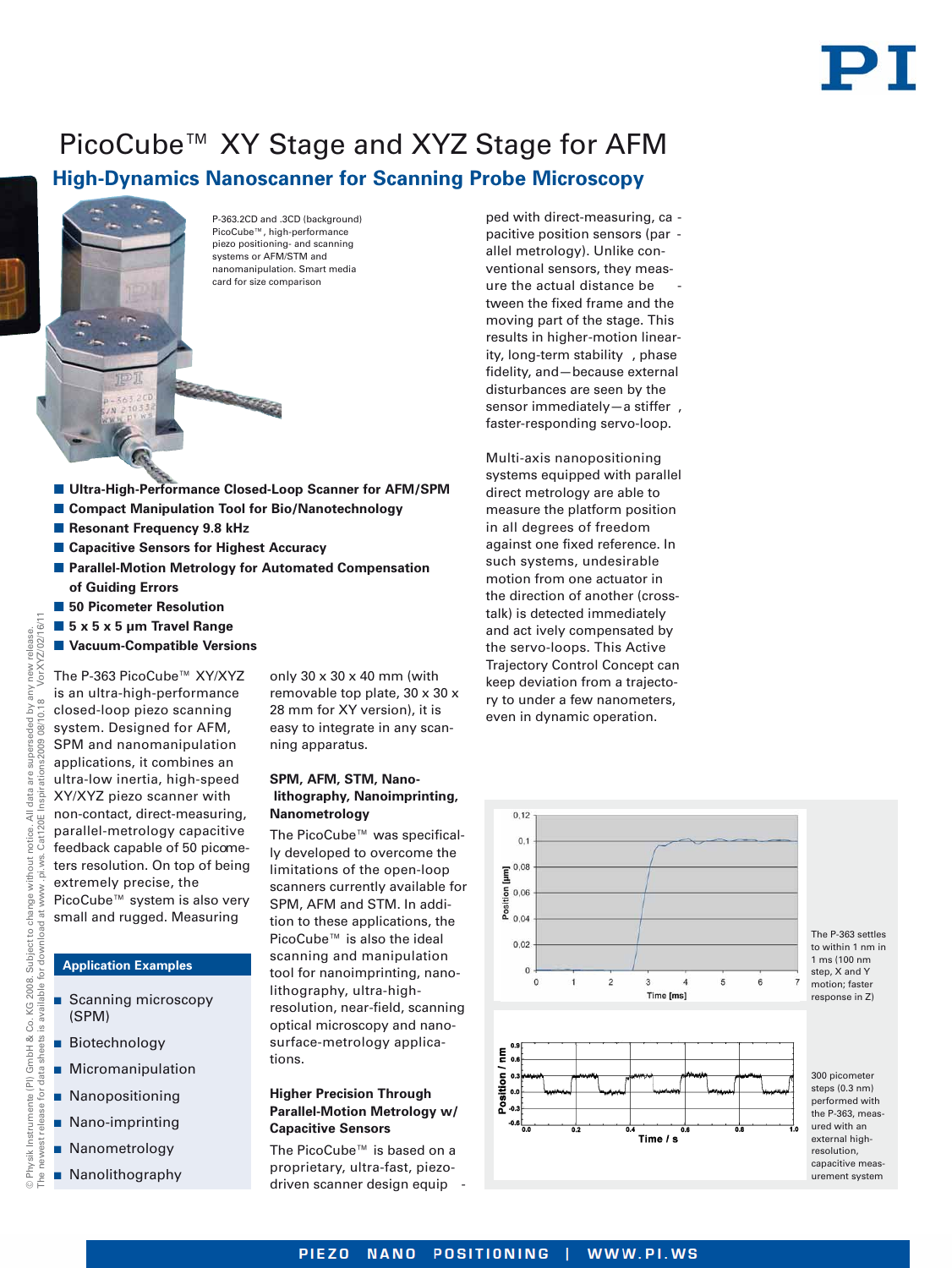# PicoCube™ XY Stage and XYZ Stage for AFM

## High-Dynamics Nanoscanner for Scanning Probe Microscopy

P-363.2CD and .3CD (background) PicoCube™, high-performance piezo positioning- and scanning systems or AFM/STM and nanomanipulation. Smart media card for size comparison

- **Ultra-High-Performance Closed-Loop Scanner for AFM/SPM**
- **Compact Manipulation Tool for Bio/Nanotechnology**
- **Resonant Frequency 9.8 kHz**
- **Capacitive Sensors for Highest Accuracy**
- **Parallel-Motion Metrology for Automated Compensation of Guiding Errors**
- **50 Picometer Resolution**
- **5 x 5 x 5 µm Travel Range**
- **Vacuum-Compatible Versions**

The P-363 PicoCube™ XY/XYZ is an ultra-high-performance closed-loop piezo scanning system. Designed for AFM, SPM and nanomanipulation applications, it combines an ultra-low inertia, high-speed XY/XYZ piezo scanner with non-contact, direct-measuring, parallel-metrology capacitive feedback capable of 50 picometers resolution. On top of being extremely precise, the PicoCube™ system is also very small and rugged. Measuring only 30 x 30 x 40 mm (with removable top plate, 30 x 30 x 28 mm for XY version), it is easy to integrate in any scanning apparatus.

### Application Examples

- Scanning microscopy (SPM)
- Biotechnology
- Micromanipulation
- Nanopositioning
- Nano-imprinting
- Nanometrology
- Nanolithography

### SPM, AFM, STM, Nanolithography, Nanoimprinting, Nanometrology

The PicoCube™ was specifically developed to overcome the limitations of the open-loop scanners currently available for SPM, AFM and STM. In addition to these applications, the PicoCube™ is also the ideal scanning and manipulation tool for nanoimprinting, nanolithography, ultra-high-resolution, near-field, scanning optical microscopy and nanosurface-metrology applications.

### Higher Precision Through Parallel-Motion Metrology w/ Capacitive Sensors

The PicoCube™ is based on a proprietary, ultra-fast, piezo-driven scanner design equipped with direct-measuring, capacitive position sensors (parallel metrology). Unlike conventional sensors, they measure the actual distance between the fixed frame and the moving part of the stage. This results in higher-motion linearity, long-term stability, phase fidelity, and—because external disturbances are seen by the sensor immediately—a stiffer, faster-responding servo-loop.

Multi-axis nanopositioning systems equipped with parallel direct metrology are able to measure the platform position in all degrees of freedom against one fixed reference. In such systems, undesirable motion from one actuator in the direction of another (cross-talk) is detected immediately and actively compensated by the servo-loops. This Active Trajectory Control Concept can keep deviation from a trajectory to under a few nanometers, even in dynamic operation.

The P-363 settles to within 1 nm in 1 ms (100 nm step, X and Y motion; faster response in Z)

300 picometer steps (0.3 nm) performed with the P-363, measured with an external high-resolution, capacitive measurement system

© Physik Instrumente (PI) GmbH & Co. KG 2008. Subject to change without notice. All data are superseded by any new release. The newest release for data sheets is available for download at www.pi.ws. Cat120E Inspirations2009 08/10.18 VorXYZ/02/16/11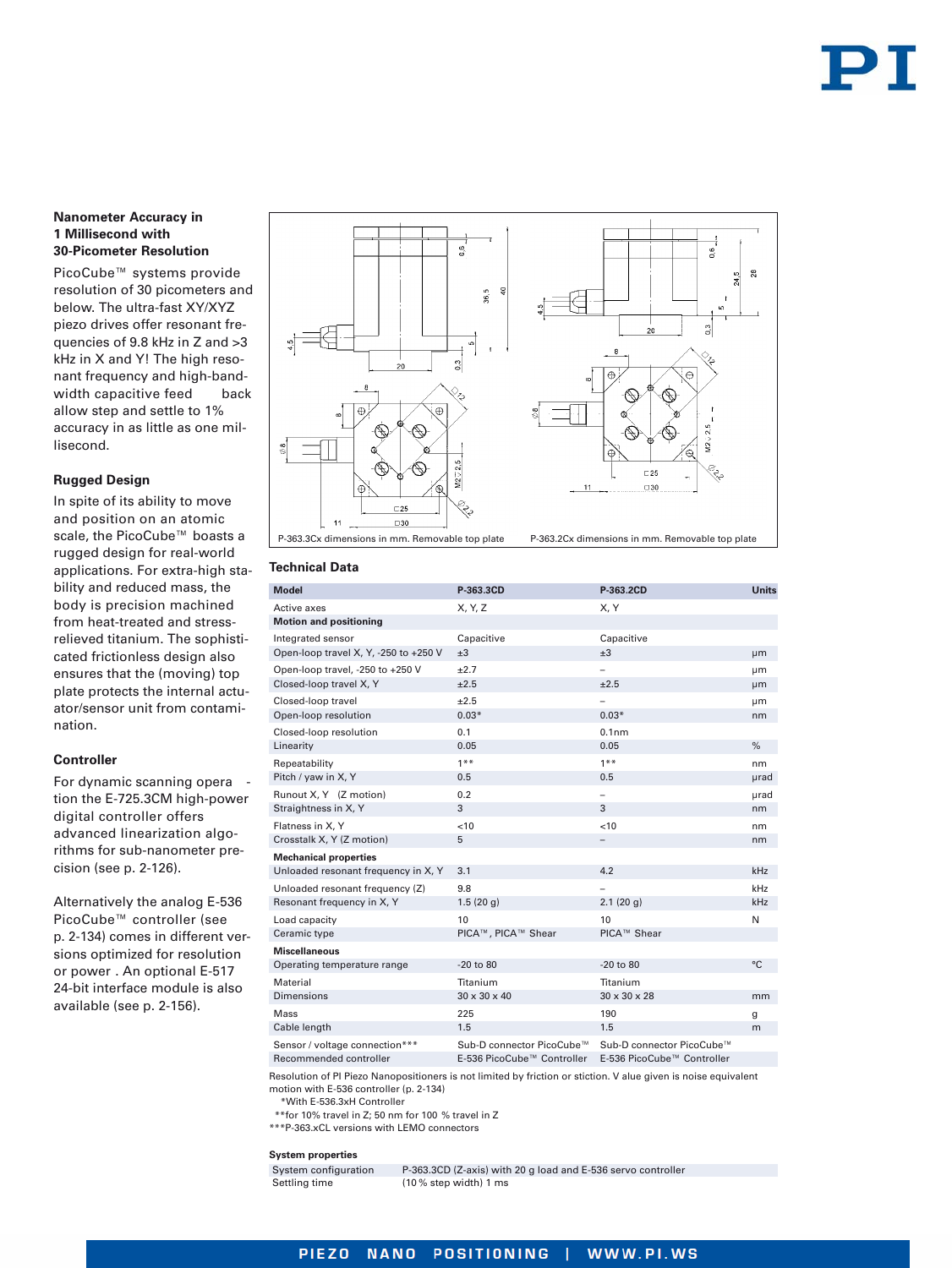## Nanometer Accuracy in 1 Millisecond with 30-Picometer Resolution

PicoCube™ systems provide resolution of 30 picometers and below. The ultra-fast XY/XYZ piezo drives offer resonant frequencies of 9.8 kHz in Z and >3 kHz in X and Y! The high resonant frequency and high-bandwidth capacitive feed back allow step and settle to 1% accuracy in as little as one millisecond.

## Rugged Design

In spite of its ability to move and position on an atomic scale, the PicoCube™ boasts a rugged design for real-world applications. For extra-high stability and reduced mass, the body is precision machined from heat-treated and stress-relieved titanium. The sophisticated frictionless design also ensures that the (moving) top plate protects the internal actuator/sensor unit from contamination.

## Controller

For dynamic scanning operation the E-725.3CM high-power digital controller offers advanced linearization algorithms for sub-nanometer precision (see p. 2-126).

Alternatively the analog E-536 PicoCube™ controller (see p. 2-134) comes in different versions optimized for resolution or power . An optional E-517 24-bit interface module is also available (see p. 2-156).

P-363.3Cx dimensions in mm. Removable top plate

P-363.2Cx dimensions in mm. Removable top plate

## Technical Data

| Model | P-363.3CD | P-363.2CD | Units |
|---|---|---|---|
| Active axes | X, Y, Z | X, Y | |
| **Motion and positioning** | | | |
| Integrated sensor | Capacitive | Capacitive | |
| Open-loop travel X, Y, -250 to +250 V | ±3 | ±3 | µm |
| Open-loop travel, -250 to +250 V | ±2.7 | – | µm |
| Closed-loop travel X, Y | ±2.5 | ±2.5 | µm |
| Closed-loop travel | ±2.5 | – | µm |
| Open-loop resolution | 0.03* | 0.03* | nm |
| Closed-loop resolution | 0.1 | 0.1nm | |
| Linearity | 0.05 | 0.05 | % |
| Repeatability | 1** | 1** | nm |
| Pitch / yaw in X, Y | 0.5 | 0.5 | µrad |
| Runout X, Y (Z motion) | 0.2 | – | µrad |
| Straightness in X, Y | 3 | 3 | nm |
| Flatness in X, Y | <10 | <10 | nm |
| Crosstalk X, Y (Z motion) | 5 | – | nm |
| **Mechanical properties** | | | |
| Unloaded resonant frequency in X, Y | 3.1 | 4.2 | kHz |
| Unloaded resonant frequency (Z) | 9.8 | – | kHz |
| Resonant frequency in X, Y | 1.5 (20 g) | 2.1 (20 g) | kHz |
| Load capacity | 10 | 10 | N |
| Ceramic type | PICA™, PICA™ Shear | PICA™ Shear | |
| **Miscellaneous** | | | |
| Operating temperature range | -20 to 80 | -20 to 80 | °C |
| Material | Titanium | Titanium | |
| Dimensions | 30 x 30 x 40 | 30 x 30 x 28 | mm |
| Mass | 225 | 190 | g |
| Cable length | 1.5 | 1.5 | m |
| Sensor / voltage connection*** | Sub-D connector PicoCube™ | Sub-D connector PicoCube™ | |
| Recommended controller | E-536 PicoCube™ Controller | E-536 PicoCube™ Controller | |

Resolution of PI Piezo Nanopositioners is not limited by friction or stiction. V alue given is noise equivalent motion with E-536 controller (p. 2-134)

*With E-536.3xH Controller

**for 10% travel in Z; 50 nm for 100 % travel in Z

***P-363.xCL versions with LEMO connectors

### System properties

| | |
|---|---|
| System configuration | P-363.3CD (Z-axis) with 20 g load and E-536 servo controller |
| Settling time | (10 % step width) 1 ms |